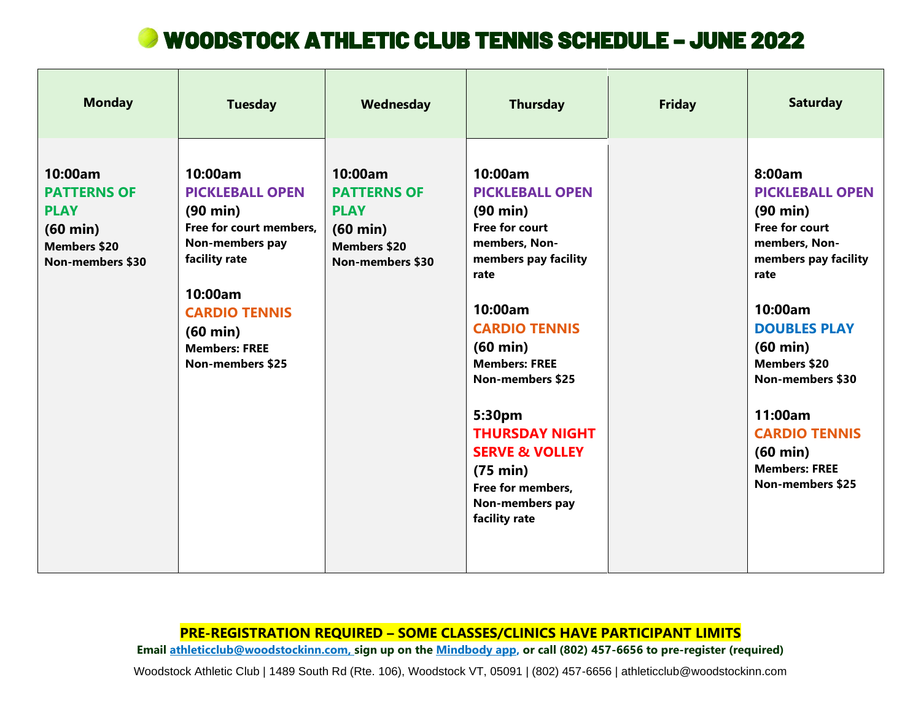# WOODSTOCK ATHLETIC CLUB TENNIS SCHEDULE – JUNE 2022

| Monday | Tuesday | Wednesday | Thursday | Friday | Saturday |
|---|---|---|---|---|---|
| **10:00am**<br>**PATTERNS OF PLAY**<br>**(60 min)**<br>**Members $20**<br>**Non-members $30** | **10:00am**<br>**PICKLEBALL OPEN**<br>**(90 min)**<br>**Free for court members, Non-members pay facility rate**<br><br>**10:00am**<br>**CARDIO TENNIS**<br>**(60 min)**<br>**Members: FREE**<br>**Non-members $25** | **10:00am**<br>**PATTERNS OF PLAY**<br>**(60 min)**<br>**Members $20**<br>**Non-members $30** | **10:00am**<br>**PICKLEBALL OPEN**<br>**(90 min)**<br>**Free for court members, Non-members pay facility rate**<br><br>**10:00am**<br>**CARDIO TENNIS**<br>**(60 min)**<br>**Members: FREE**<br>**Non-members $25**<br><br>**5:30pm**<br>**THURSDAY NIGHT SERVE & VOLLEY**<br>**(75 min)**<br>**Free for members, Non-members pay facility rate** | | **8:00am**<br>**PICKLEBALL OPEN**<br>**(90 min)**<br>**Free for court members, Non-members pay facility rate**<br><br>**10:00am**<br>**DOUBLES PLAY**<br>**(60 min)**<br>**Members $20**<br>**Non-members $30**<br><br>**11:00am**<br>**CARDIO TENNIS**<br>**(60 min)**<br>**Members: FREE**<br>**Non-members $25** |

**PRE-REGISTRATION REQUIRED – SOME CLASSES/CLINICS HAVE PARTICIPANT LIMITS**

**Email athleticclub@woodstockinn.com, sign up on the Mindbody app, or call (802) 457-6656 to pre-register (required)**

Woodstock Athletic Club | 1489 South Rd (Rte. 106), Woodstock VT, 05091 | (802) 457-6656 | athleticclub@woodstockinn.com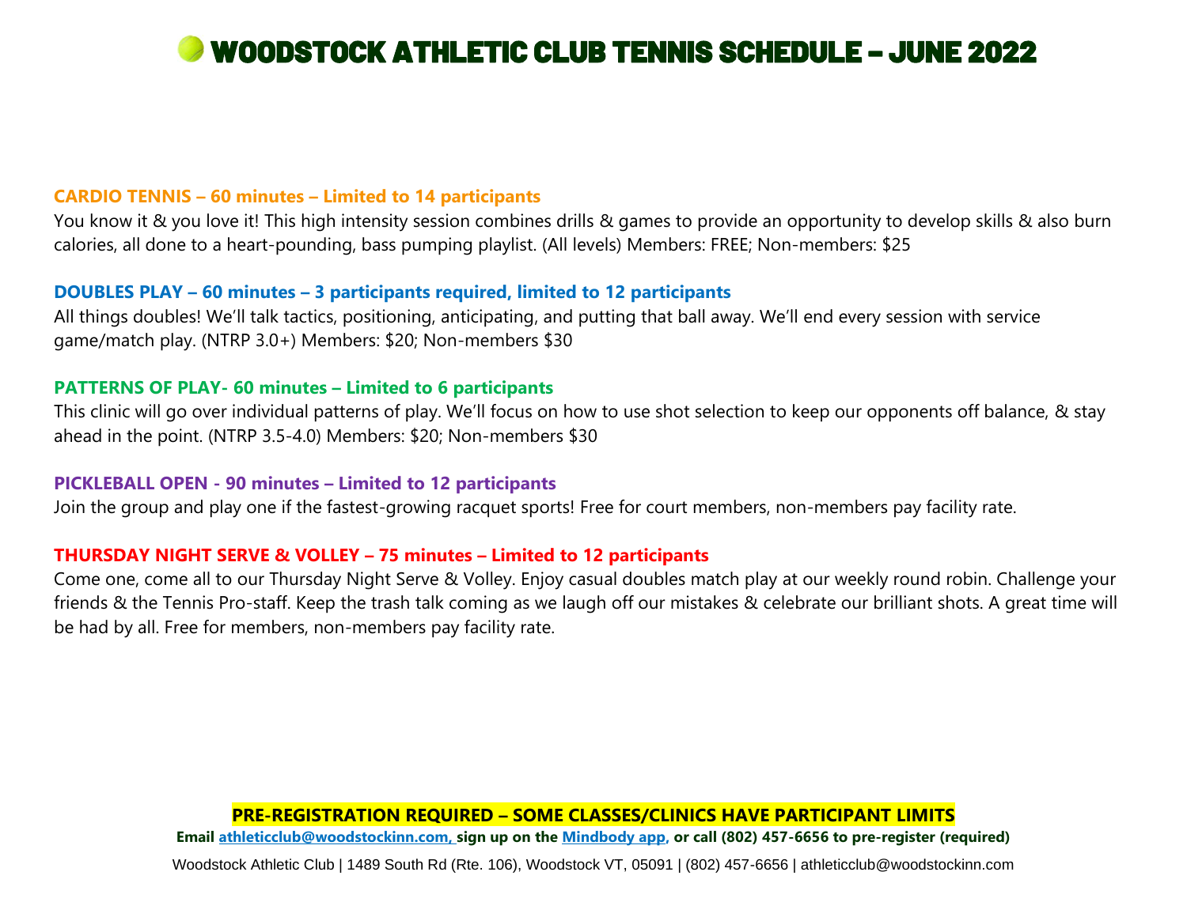# 🎾 WOODSTOCK ATHLETIC CLUB TENNIS SCHEDULE – JUNE 2022

**CARDIO TENNIS – 60 minutes – Limited to 14 participants**

You know it & you love it! This high intensity session combines drills & games to provide an opportunity to develop skills & also burn calories, all done to a heart-pounding, bass pumping playlist. (All levels) Members: FREE; Non-members: $25

**DOUBLES PLAY – 60 minutes – 3 participants required, limited to 12 participants**

All things doubles! We'll talk tactics, positioning, anticipating, and putting that ball away. We'll end every session with service game/match play. (NTRP 3.0+) Members: $20; Non-members $30

**PATTERNS OF PLAY- 60 minutes – Limited to 6 participants**

This clinic will go over individual patterns of play. We'll focus on how to use shot selection to keep our opponents off balance, & stay ahead in the point. (NTRP 3.5-4.0) Members: $20; Non-members $30

**PICKLEBALL OPEN - 90 minutes – Limited to 12 participants**

Join the group and play one if the fastest-growing racquet sports! Free for court members, non-members pay facility rate.

**THURSDAY NIGHT SERVE & VOLLEY – 75 minutes – Limited to 12 participants**

Come one, come all to our Thursday Night Serve & Volley. Enjoy casual doubles match play at our weekly round robin. Challenge your friends & the Tennis Pro-staff. Keep the trash talk coming as we laugh off our mistakes & celebrate our brilliant shots. A great time will be had by all. Free for members, non-members pay facility rate.

**PRE-REGISTRATION REQUIRED – SOME CLASSES/CLINICS HAVE PARTICIPANT LIMITS**

**Email athleticclub@woodstockinn.com, sign up on the Mindbody app, or call (802) 457-6656 to pre-register (required)**

Woodstock Athletic Club | 1489 South Rd (Rte. 106), Woodstock VT, 05091 | (802) 457-6656 | athleticclub@woodstockinn.com